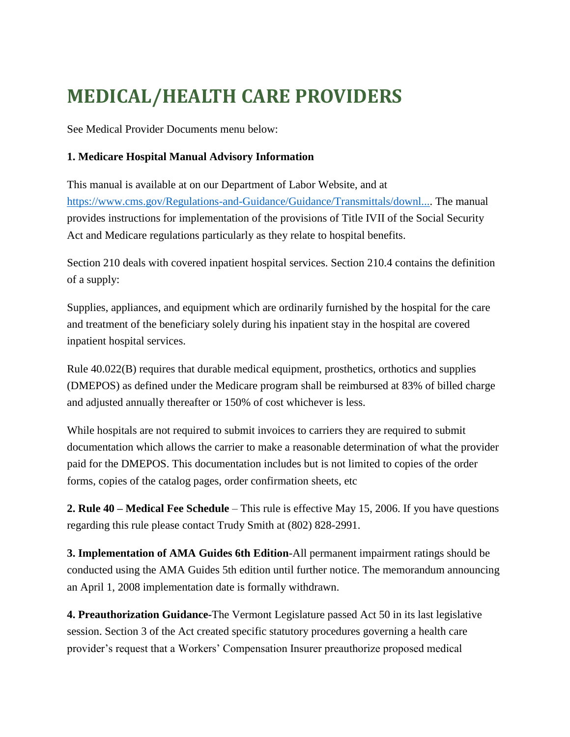# MEDICAL/HEALTH CARE PROVIDERS

See Medical Provider Documents menu below:

**1. Medicare Hospital Manual Advisory Information**

This manual is available at on our Department of Labor Website, and at https://www.cms.gov/Regulations-and-Guidance/Guidance/Transmittals/downl.... The manual provides instructions for implementation of the provisions of Title IVII of the Social Security Act and Medicare regulations particularly as they relate to hospital benefits.

Section 210 deals with covered inpatient hospital services. Section 210.4 contains the definition of a supply:

Supplies, appliances, and equipment which are ordinarily furnished by the hospital for the care and treatment of the beneficiary solely during his inpatient stay in the hospital are covered inpatient hospital services.

Rule 40.022(B) requires that durable medical equipment, prosthetics, orthotics and supplies (DMEPOS) as defined under the Medicare program shall be reimbursed at 83% of billed charge and adjusted annually thereafter or 150% of cost whichever is less.

While hospitals are not required to submit invoices to carriers they are required to submit documentation which allows the carrier to make a reasonable determination of what the provider paid for the DMEPOS. This documentation includes but is not limited to copies of the order forms, copies of the catalog pages, order confirmation sheets, etc

**2. Rule 40 – Medical Fee Schedule** – This rule is effective May 15, 2006. If you have questions regarding this rule please contact Trudy Smith at (802) 828-2991.

**3. Implementation of AMA Guides 6th Edition**-All permanent impairment ratings should be conducted using the AMA Guides 5th edition until further notice. The memorandum announcing an April 1, 2008 implementation date is formally withdrawn.

**4. Preauthorization Guidance**-The Vermont Legislature passed Act 50 in its last legislative session. Section 3 of the Act created specific statutory procedures governing a health care provider's request that a Workers' Compensation Insurer preauthorize proposed medical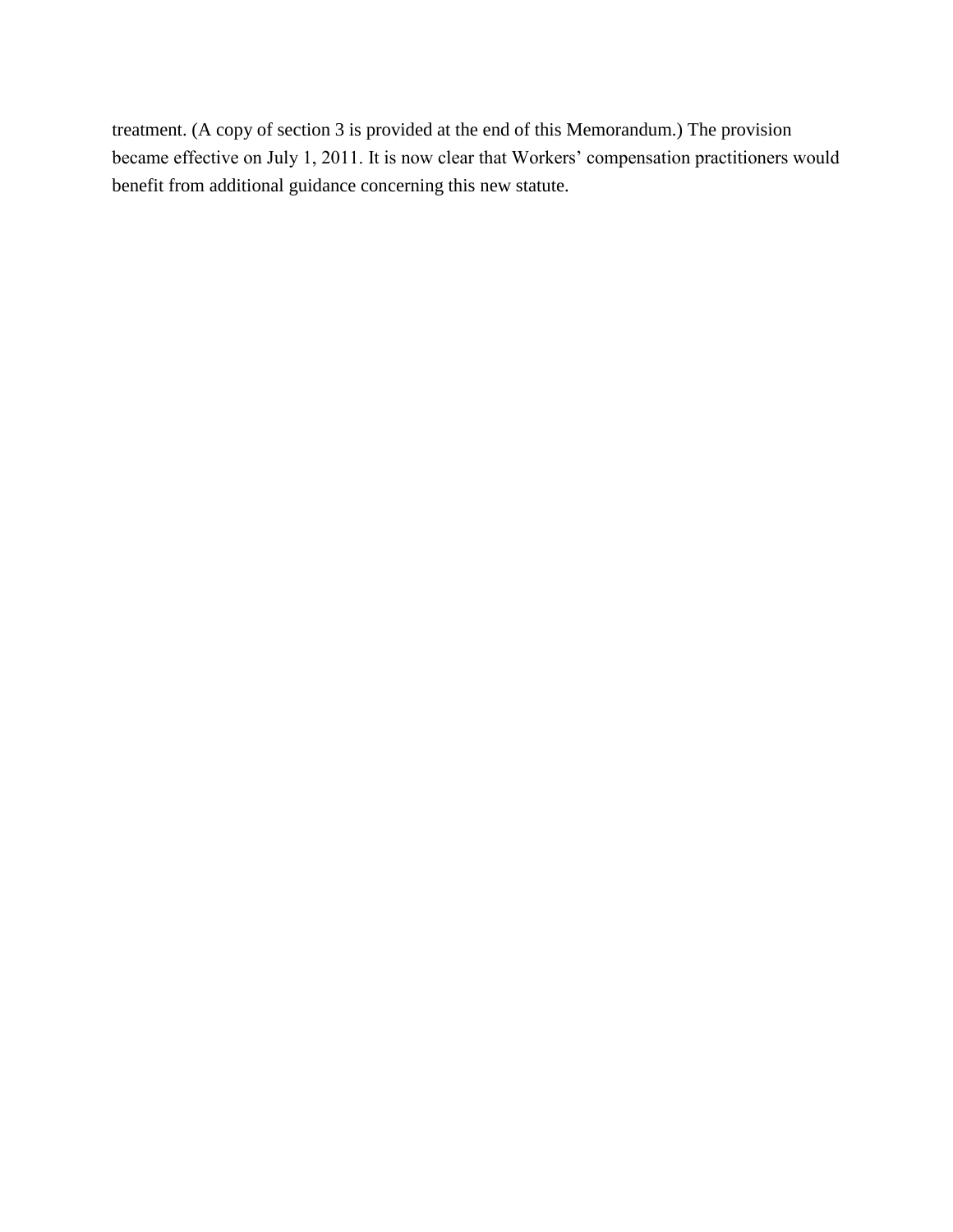treatment. (A copy of section 3 is provided at the end of this Memorandum.) The provision became effective on July 1, 2011. It is now clear that Workers' compensation practitioners would benefit from additional guidance concerning this new statute.